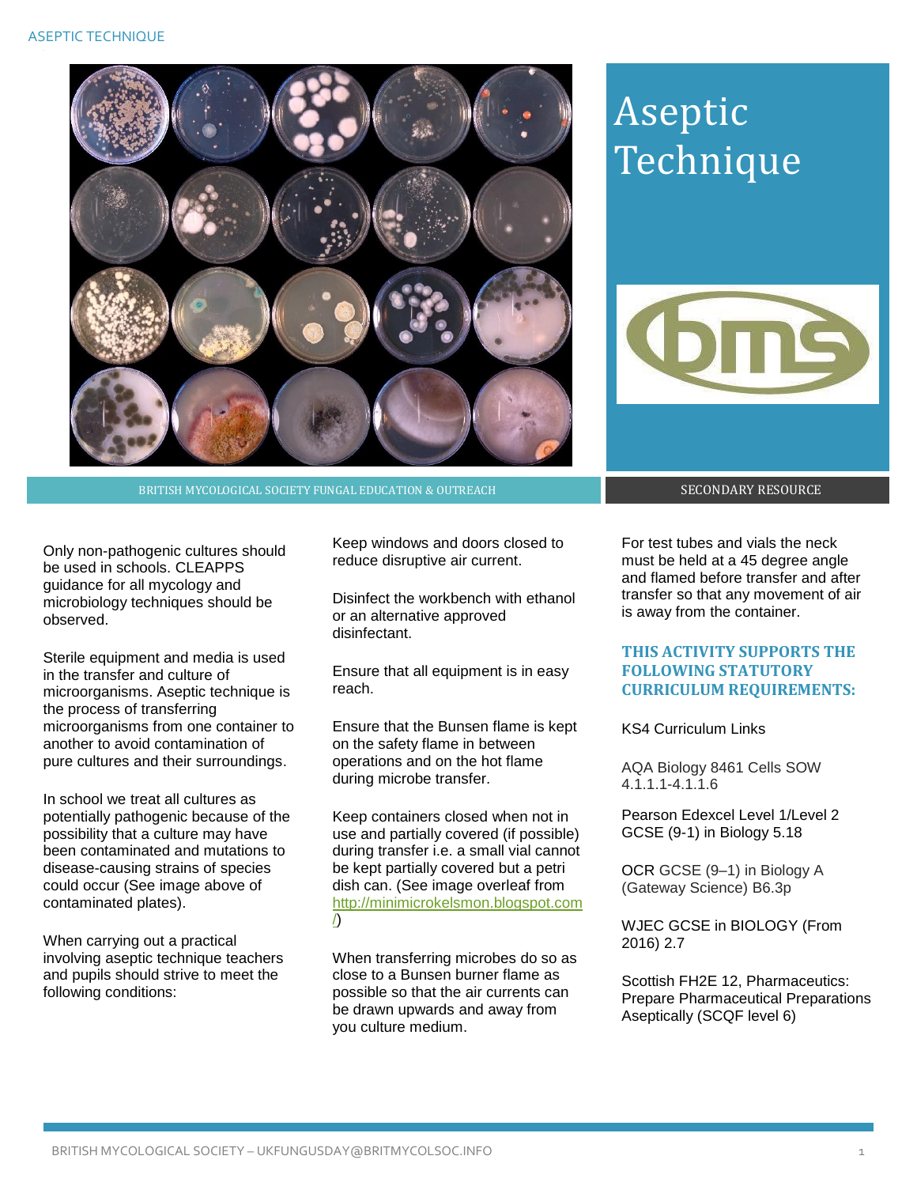# Aseptic Technique

BRITISH MYCOLOGICAL SOCIETY FUNGAL EDUCATION & OUTREACH

SECONDARY RESOURCE

Only non-pathogenic cultures should be used in schools. CLEAPPS guidance for all mycology and microbiology techniques should be observed.

Sterile equipment and media is used in the transfer and culture of microorganisms. Aseptic technique is the process of transferring microorganisms from one container to another to avoid contamination of pure cultures and their surroundings.

In school we treat all cultures as potentially pathogenic because of the possibility that a culture may have been contaminated and mutations to disease-causing strains of species could occur (See image above of contaminated plates).

When carrying out a practical involving aseptic technique teachers and pupils should strive to meet the following conditions:

Keep windows and doors closed to reduce disruptive air current.

Disinfect the workbench with ethanol or an alternative approved disinfectant.

Ensure that all equipment is in easy reach.

Ensure that the Bunsen flame is kept on the safety flame in between operations and on the hot flame during microbe transfer.

Keep containers closed when not in use and partially covered (if possible) during transfer i.e. a small vial cannot be kept partially covered but a petri dish can. (See image overleaf from http://minimicrokelsmon.blogspot.com/)

When transferring microbes do so as close to a Bunsen burner flame as possible so that the air currents can be drawn upwards and away from you culture medium.

For test tubes and vials the neck must be held at a 45 degree angle and flamed before transfer and after transfer so that any movement of air is away from the container.

## THIS ACTIVITY SUPPORTS THE FOLLOWING STATUTORY CURRICULUM REQUIREMENTS:

KS4 Curriculum Links

AQA Biology 8461 Cells SOW 4.1.1.1-4.1.1.6

Pearson Edexcel Level 1/Level 2 GCSE (9-1) in Biology 5.18

OCR GCSE (9–1) in Biology A (Gateway Science) B6.3p

WJEC GCSE in BIOLOGY (From 2016) 2.7

Scottish FH2E 12, Pharmaceutics: Prepare Pharmaceutical Preparations Aseptically (SCQF level 6)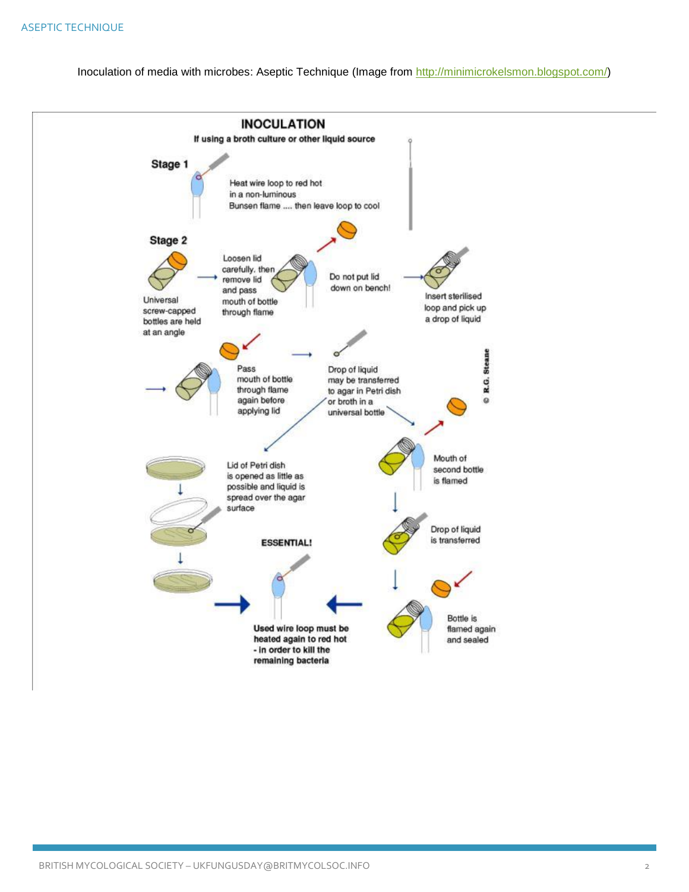Inoculation of media with microbes: Aseptic Technique (Image from http://minimicrokelsmon.blogspot.com/)

INOCULATION

If using a broth culture or other liquid source

Stage 1

Heat wire loop to red hot in a non-luminous Bunsen flame .... then leave loop to cool

Stage 2

Universal screw-capped bottles are held at an angle

Loosen lid carefully, then remove lid and pass mouth of bottle through flame

Do not put lid down on bench!

Insert sterilised loop and pick up a drop of liquid

Pass mouth of bottle through flame again before applying lid

Drop of liquid may be transferred to agar in Petri dish or broth in a universal bottle

© R.G. Steane

Lid of Petri dish is opened as little as possible and liquid is spread over the agar surface

Mouth of second bottle is flamed

Drop of liquid is transferred

ESSENTIAL!

Used wire loop must be heated again to red hot - in order to kill the remaining bacteria

Bottle is flamed again and sealed